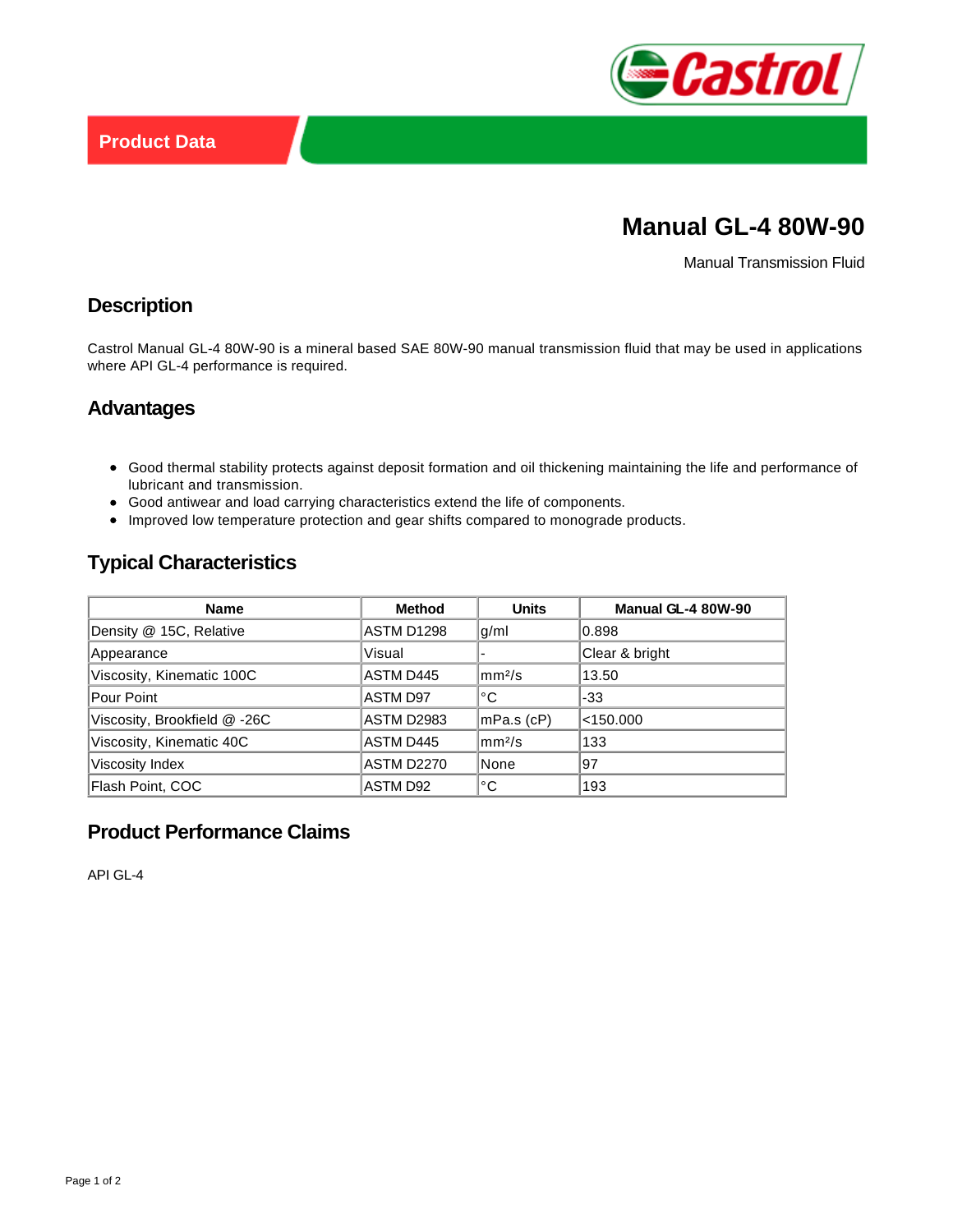Product Data

# Manual GL-4 80W-90

Manual Transmission Fluid

## Description

Castrol Manual GL-4 80W-90 is a mineral based SAE 80W-90 manual transmission fluid that may be used in applications where API GL-4 performance is required.

## Advantages

- Good thermal stability protects against deposit formation and oil thickening maintaining the life and performance of lubricant and transmission.
- Good antiwear and load carrying characteristics extend the life of components.
- Improved low temperature protection and gear shifts compared to monograde products.

## Typical Characteristics

| Name | Method | Units | Manual GL-4 80W-90 |
|---|---|---|---|
| Density @ 15C, Relative | ASTM D1298 | g/ml | 0.898 |
| Appearance | Visual | - | Clear & bright |
| Viscosity, Kinematic 100C | ASTM D445 | $mm^2/s$ | 13.50 |
| Pour Point | ASTM D97 | °C | -33 |
| Viscosity, Brookfield @ -26C | ASTM D2983 | mPa.s (cP) | <150.000 |
| Viscosity, Kinematic 40C | ASTM D445 | $mm^2/s$ | 133 |
| Viscosity Index | ASTM D2270 | None | 97 |
| Flash Point, COC | ASTM D92 | °C | 193 |

## Product Performance Claims

API GL-4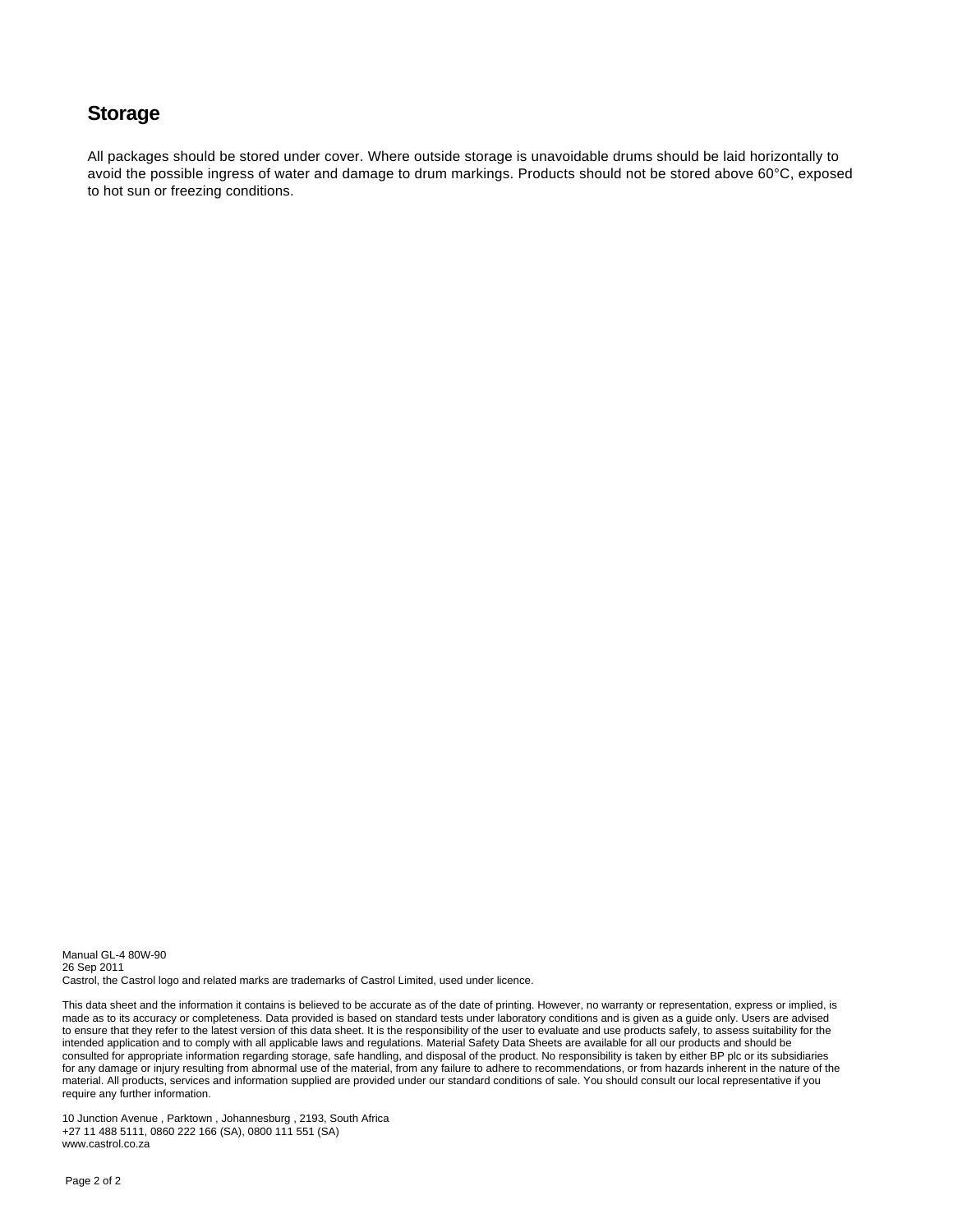## Storage

All packages should be stored under cover. Where outside storage is unavoidable drums should be laid horizontally to avoid the possible ingress of water and damage to drum markings. Products should not be stored above 60°C, exposed to hot sun or freezing conditions.

Manual GL-4 80W-90
26 Sep 2011
Castrol, the Castrol logo and related marks are trademarks of Castrol Limited, used under licence.

This data sheet and the information it contains is believed to be accurate as of the date of printing. However, no warranty or representation, express or implied, is made as to its accuracy or completeness. Data provided is based on standard tests under laboratory conditions and is given as a guide only. Users are advised to ensure that they refer to the latest version of this data sheet. It is the responsibility of the user to evaluate and use products safely, to assess suitability for the intended application and to comply with all applicable laws and regulations. Material Safety Data Sheets are available for all our products and should be consulted for appropriate information regarding storage, safe handling, and disposal of the product. No responsibility is taken by either BP plc or its subsidiaries for any damage or injury resulting from abnormal use of the material, from any failure to adhere to recommendations, or from hazards inherent in the nature of the material. All products, services and information supplied are provided under our standard conditions of sale. You should consult our local representative if you require any further information.

10 Junction Avenue , Parktown , Johannesburg , 2193, South Africa
+27 11 488 5111, 0860 222 166 (SA), 0800 111 551 (SA)
www.castrol.co.za